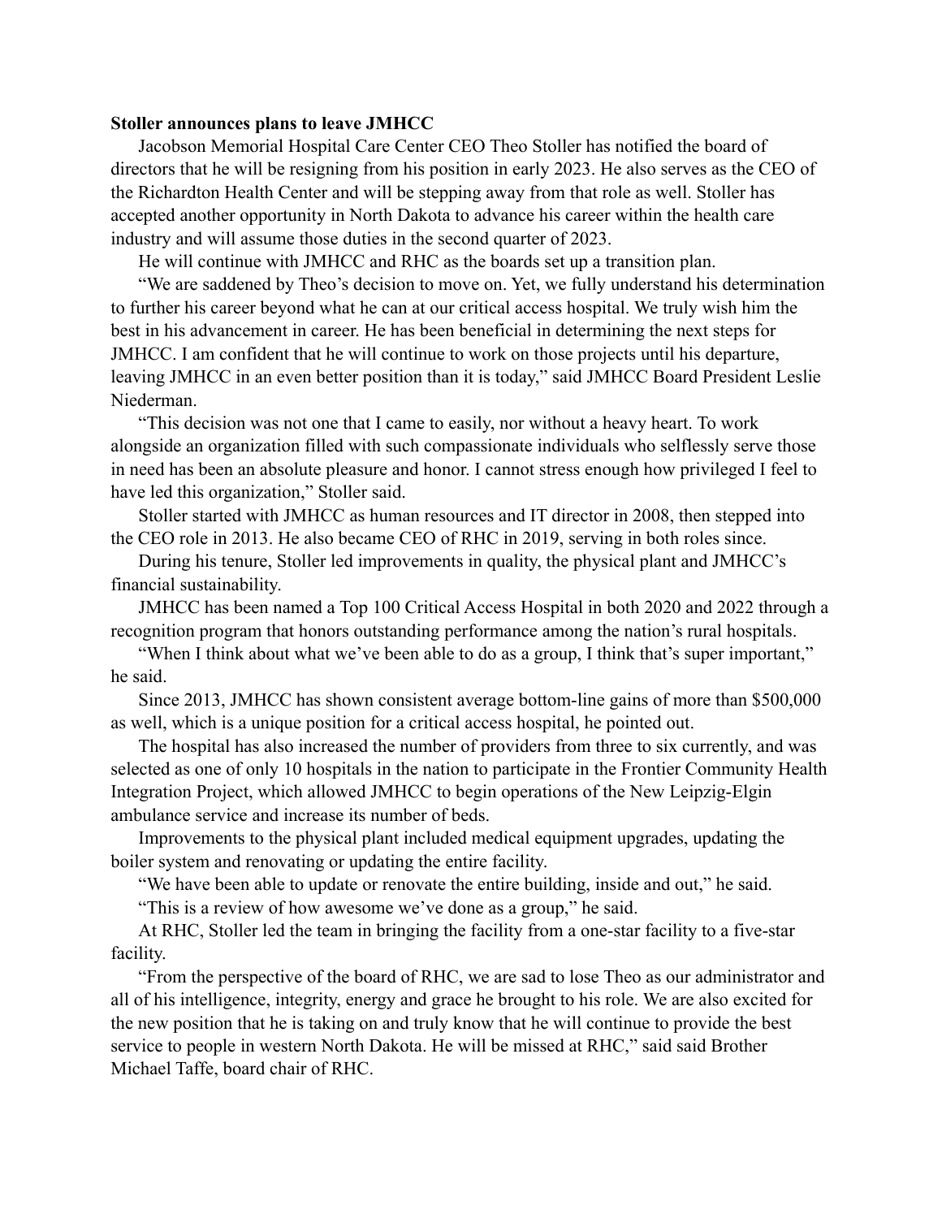**Stoller announces plans to leave JMHCC**

Jacobson Memorial Hospital Care Center CEO Theo Stoller has notified the board of directors that he will be resigning from his position in early 2023. He also serves as the CEO of the Richardton Health Center and will be stepping away from that role as well. Stoller has accepted another opportunity in North Dakota to advance his career within the health care industry and will assume those duties in the second quarter of 2023.

He will continue with JMHCC and RHC as the boards set up a transition plan.

"We are saddened by Theo's decision to move on. Yet, we fully understand his determination to further his career beyond what he can at our critical access hospital. We truly wish him the best in his advancement in career. He has been beneficial in determining the next steps for JMHCC. I am confident that he will continue to work on those projects until his departure, leaving JMHCC in an even better position than it is today," said JMHCC Board President Leslie Niederman.

"This decision was not one that I came to easily, nor without a heavy heart. To work alongside an organization filled with such compassionate individuals who selflessly serve those in need has been an absolute pleasure and honor. I cannot stress enough how privileged I feel to have led this organization," Stoller said.

Stoller started with JMHCC as human resources and IT director in 2008, then stepped into the CEO role in 2013. He also became CEO of RHC in 2019, serving in both roles since.

During his tenure, Stoller led improvements in quality, the physical plant and JMHCC's financial sustainability.

JMHCC has been named a Top 100 Critical Access Hospital in both 2020 and 2022 through a recognition program that honors outstanding performance among the nation's rural hospitals.

"When I think about what we've been able to do as a group, I think that's super important," he said.

Since 2013, JMHCC has shown consistent average bottom-line gains of more than $500,000 as well, which is a unique position for a critical access hospital, he pointed out.

The hospital has also increased the number of providers from three to six currently, and was selected as one of only 10 hospitals in the nation to participate in the Frontier Community Health Integration Project, which allowed JMHCC to begin operations of the New Leipzig-Elgin ambulance service and increase its number of beds.

Improvements to the physical plant included medical equipment upgrades, updating the boiler system and renovating or updating the entire facility.

"We have been able to update or renovate the entire building, inside and out," he said.

"This is a review of how awesome we've done as a group," he said.

At RHC, Stoller led the team in bringing the facility from a one-star facility to a five-star facility.

"From the perspective of the board of RHC, we are sad to lose Theo as our administrator and all of his intelligence, integrity, energy and grace he brought to his role. We are also excited for the new position that he is taking on and truly know that he will continue to provide the best service to people in western North Dakota. He will be missed at RHC," said said Brother Michael Taffe, board chair of RHC.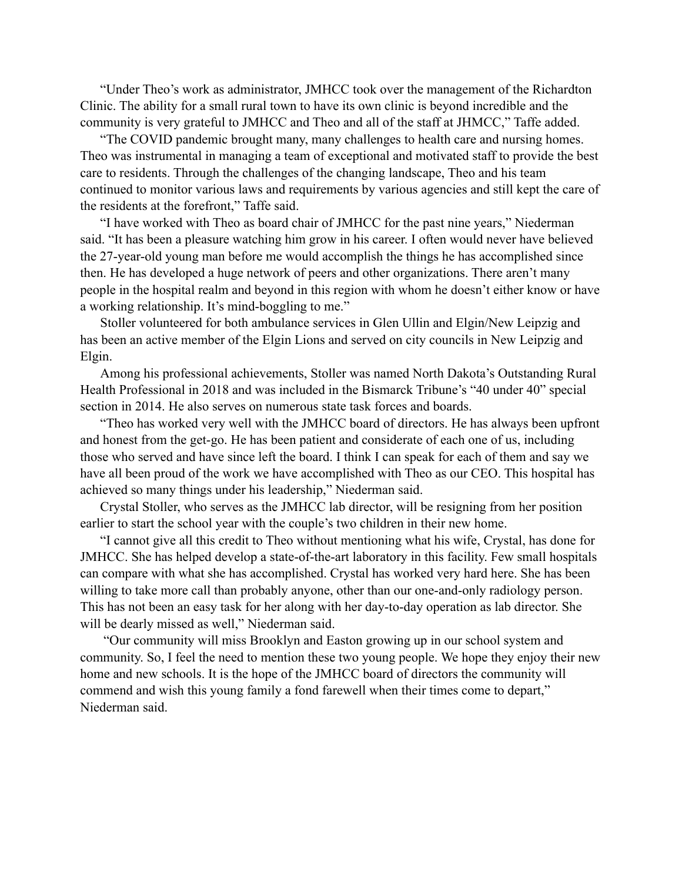"Under Theo's work as administrator, JMHCC took over the management of the Richardton Clinic. The ability for a small rural town to have its own clinic is beyond incredible and the community is very grateful to JMHCC and Theo and all of the staff at JHMCC," Taffe added.

"The COVID pandemic brought many, many challenges to health care and nursing homes. Theo was instrumental in managing a team of exceptional and motivated staff to provide the best care to residents. Through the challenges of the changing landscape, Theo and his team continued to monitor various laws and requirements by various agencies and still kept the care of the residents at the forefront," Taffe said.

"I have worked with Theo as board chair of JMHCC for the past nine years," Niederman said. "It has been a pleasure watching him grow in his career. I often would never have believed the 27-year-old young man before me would accomplish the things he has accomplished since then. He has developed a huge network of peers and other organizations. There aren't many people in the hospital realm and beyond in this region with whom he doesn't either know or have a working relationship. It's mind-boggling to me."

Stoller volunteered for both ambulance services in Glen Ullin and Elgin/New Leipzig and has been an active member of the Elgin Lions and served on city councils in New Leipzig and Elgin.

Among his professional achievements, Stoller was named North Dakota's Outstanding Rural Health Professional in 2018 and was included in the Bismarck Tribune's "40 under 40" special section in 2014. He also serves on numerous state task forces and boards.

"Theo has worked very well with the JMHCC board of directors. He has always been upfront and honest from the get-go. He has been patient and considerate of each one of us, including those who served and have since left the board. I think I can speak for each of them and say we have all been proud of the work we have accomplished with Theo as our CEO. This hospital has achieved so many things under his leadership," Niederman said.

Crystal Stoller, who serves as the JMHCC lab director, will be resigning from her position earlier to start the school year with the couple's two children in their new home.

"I cannot give all this credit to Theo without mentioning what his wife, Crystal, has done for JMHCC. She has helped develop a state-of-the-art laboratory in this facility. Few small hospitals can compare with what she has accomplished. Crystal has worked very hard here. She has been willing to take more call than probably anyone, other than our one-and-only radiology person. This has not been an easy task for her along with her day-to-day operation as lab director. She will be dearly missed as well," Niederman said.

"Our community will miss Brooklyn and Easton growing up in our school system and community. So, I feel the need to mention these two young people. We hope they enjoy their new home and new schools. It is the hope of the JMHCC board of directors the community will commend and wish this young family a fond farewell when their times come to depart," Niederman said.